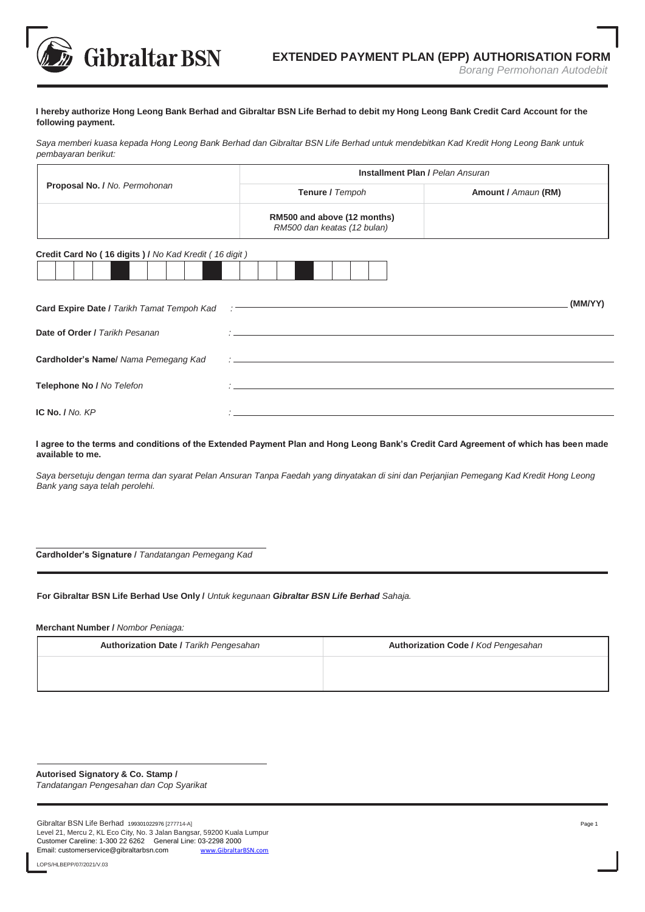# EXTENDED PAYMENT PLAN (EPP) AUTHORISATION FORM

*Borang Permohonan Autodebit*

**I hereby authorize Hong Leong Bank Berhad and Gibraltar BSN Life Berhad to debit my Hong Leong Bank Credit Card Account for the following payment.**

*Saya memberi kuasa kepada Hong Leong Bank Berhad dan Gibraltar BSN Life Berhad untuk mendebitkan Kad Kredit Hong Leong Bank untuk pembayaran berikut:*

| **Proposal No. /** *No. Permohonan* | **Installment Plan /** *Pelan Ansuran* | |
|---|---|---|
| | **Tenure /** *Tempoh* | **Amount /** *Amaun* **(RM)** |
| | RM500 and above (12 months) *RM500 dan keatas (12 bulan)* | |

**Credit Card No ( 16 digits ) /** *No Kad Kredit ( 16 digit )*

| | | | | | | | | | | | | | | | | | | |
|---|---|---|---|---|---|---|---|---|---|---|---|---|---|---|---|---|---|---|
| | | | | | | | | | | | | | | | | | | |

**Card Expire Date /** *Tarikh Tamat Tempoh Kad* : ______________________ **(MM/YY)**

**Date of Order /** *Tarikh Pesanan* : ______________________

**Cardholder's Name/** *Nama Pemegang Kad* : ______________________

**Telephone No /** *No Telefon* : ______________________

**IC No. /** *No. KP* : ______________________

**I agree to the terms and conditions of the Extended Payment Plan and Hong Leong Bank's Credit Card Agreement of which has been made available to me.**

*Saya bersetuju dengan terma dan syarat Pelan Ansuran Tanpa Faedah yang dinyatakan di sini dan Perjanjian Pemegang Kad Kredit Hong Leong Bank yang saya telah perolehi.*

______________________

**Cardholder's Signature /** *Tandatangan Pemegang Kad*

---

**For Gibraltar BSN Life Berhad Use Only /** *Untuk kegunaan* ***Gibraltar BSN Life Berhad*** *Sahaja.*

**Merchant Number /** *Nombor Peniaga:*

| **Authorization Date /** *Tarikh Pengesahan* | **Authorization Code /** *Kod Pengesahan* |
|---|---|
| | |

______________________

**Autorised Signatory & Co. Stamp /**
*Tandatangan Pengesahan dan Cop Syarikat*

---

Gibraltar BSN Life Berhad 199301022976 [277714-A]
Level 21, Mercu 2, KL Eco City, No. 3 Jalan Bangsar, 59200 Kuala Lumpur
Customer Careline: 1-300 22 6262 General Line: 03-2298 2000
Email: customerservice@gibraltarbsn.com www.GibraltarBSN.com

LOPS/HLBEPP/07/2021/V.03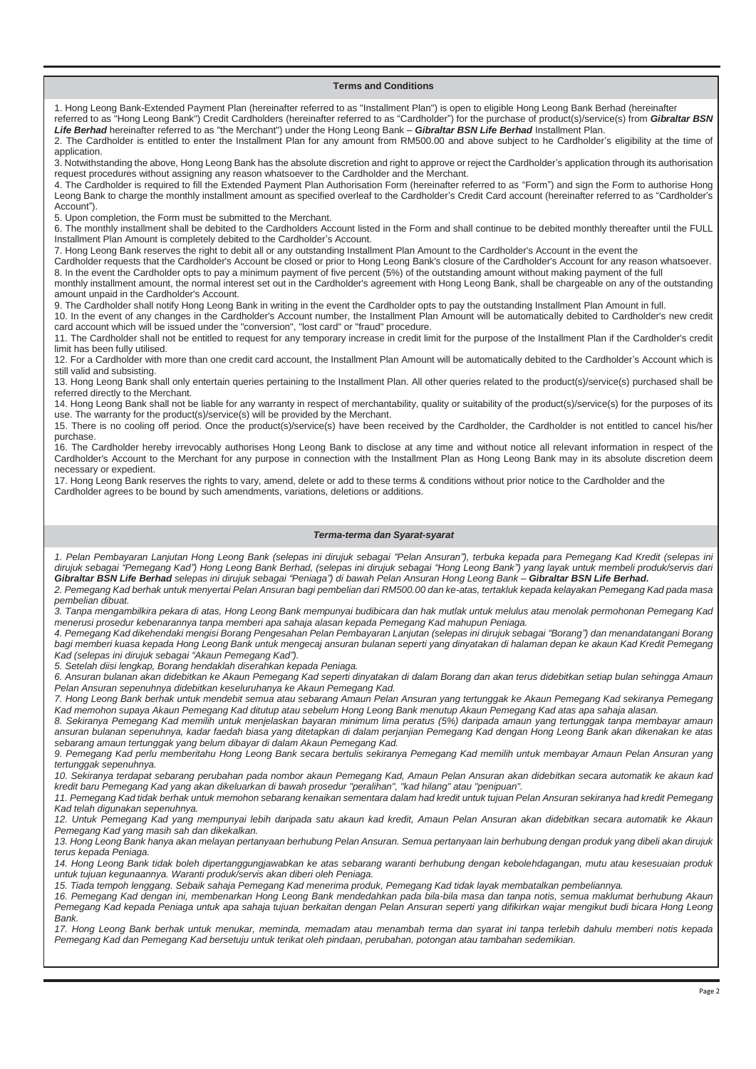## Terms and Conditions

1. Hong Leong Bank-Extended Payment Plan (hereinafter referred to as "Installment Plan") is open to eligible Hong Leong Bank Berhad (hereinafter referred to as "Hong Leong Bank") Credit Cardholders (hereinafter referred to as "Cardholder") for the purchase of product(s)/service(s) from ***Gibraltar BSN Life Berhad*** hereinafter referred to as "the Merchant") under the Hong Leong Bank – ***Gibraltar BSN Life Berhad*** Installment Plan.
2. The Cardholder is entitled to enter the Installment Plan for any amount from RM500.00 and above subject to he Cardholder's eligibility at the time of application.
3. Notwithstanding the above, Hong Leong Bank has the absolute discretion and right to approve or reject the Cardholder's application through its authorisation request procedures without assigning any reason whatsoever to the Cardholder and the Merchant.
4. The Cardholder is required to fill the Extended Payment Plan Authorisation Form (hereinafter referred to as "Form") and sign the Form to authorise Hong Leong Bank to charge the monthly installment amount as specified overleaf to the Cardholder's Credit Card account (hereinafter referred to as "Cardholder's Account").
5. Upon completion, the Form must be submitted to the Merchant.
6. The monthly installment shall be debited to the Cardholders Account listed in the Form and shall continue to be debited monthly thereafter until the FULL Installment Plan Amount is completely debited to the Cardholder's Account.
7. Hong Leong Bank reserves the right to debit all or any outstanding Installment Plan Amount to the Cardholder's Account in the event the Cardholder requests that the Cardholder's Account be closed or prior to Hong Leong Bank's closure of the Cardholder's Account for any reason whatsoever.
8. In the event the Cardholder opts to pay a minimum payment of five percent (5%) of the outstanding amount without making payment of the full monthly installment amount, the normal interest set out in the Cardholder's agreement with Hong Leong Bank, shall be chargeable on any of the outstanding amount unpaid in the Cardholder's Account.
9. The Cardholder shall notify Hong Leong Bank in writing in the event the Cardholder opts to pay the outstanding Installment Plan Amount in full.
10. In the event of any changes in the Cardholder's Account number, the Installment Plan Amount will be automatically debited to Cardholder's new credit card account which will be issued under the "conversion", "lost card" or "fraud" procedure.
11. The Cardholder shall not be entitled to request for any temporary increase in credit limit for the purpose of the Installment Plan if the Cardholder's credit limit has been fully utilised.
12. For a Cardholder with more than one credit card account, the Installment Plan Amount will be automatically debited to the Cardholder's Account which is still valid and subsisting.
13. Hong Leong Bank shall only entertain queries pertaining to the Installment Plan. All other queries related to the product(s)/service(s) purchased shall be referred directly to the Merchant.
14. Hong Leong Bank shall not be liable for any warranty in respect of merchantability, quality or suitability of the product(s)/service(s) for the purposes of its use. The warranty for the product(s)/service(s) will be provided by the Merchant.
15. There is no cooling off period. Once the product(s)/service(s) have been received by the Cardholder, the Cardholder is not entitled to cancel his/her purchase.
16. The Cardholder hereby irrevocably authorises Hong Leong Bank to disclose at any time and without notice all relevant information in respect of the Cardholder's Account to the Merchant for any purpose in connection with the Installment Plan as Hong Leong Bank may in its absolute discretion deem necessary or expedient.
17. Hong Leong Bank reserves the rights to vary, amend, delete or add to these terms & conditions without prior notice to the Cardholder and the Cardholder agrees to be bound by such amendments, variations, deletions or additions.

## *Terma-terma dan Syarat-syarat*

*1. Pelan Pembayaran Lanjutan Hong Leong Bank (selepas ini dirujuk sebagai "Pelan Ansuran"), terbuka kepada para Pemegang Kad Kredit (selepas ini dirujuk sebagai "Pemegang Kad") Hong Leong Bank Berhad, (selepas ini dirujuk sebagai "Hong Leong Bank") yang layak untuk membeli produk/servis dari* ***Gibraltar BSN Life Berhad*** *selepas ini dirujuk sebagai "Peniaga") di bawah Pelan Ansuran Hong Leong Bank –* ***Gibraltar BSN Life Berhad.***

*2. Pemegang Kad berhak untuk menyertai Pelan Ansuran bagi pembelian dari RM500.00 dan ke-atas, tertakluk kepada kelayakan Pemegang Kad pada masa pembelian dibuat.*

*3. Tanpa mengambilkira pekara di atas, Hong Leong Bank mempunyai budibicara dan hak mutlak untuk melulus atau menolak permohonan Pemegang Kad menerusi prosedur kebenarannya tanpa memberi apa sahaja alasan kepada Pemegang Kad mahupun Peniaga.*

*4. Pemegang Kad dikehendaki mengisi Borang Pengesahan Pelan Pembayaran Lanjutan (selepas ini dirujuk sebagai "Borang") dan menandatangani Borang bagi memberi kuasa kepada Hong Leong Bank untuk mengecaj ansuran bulanan seperti yang dinyatakan di halaman depan ke akaun Kad Kredit Pemegang Kad (selepas ini dirujuk sebagai "Akaun Pemegang Kad").*

*5. Setelah diisi lengkap, Borang hendaklah diserahkan kepada Peniaga.*

*6. Ansuran bulanan akan didebitkan ke Akaun Pemegang Kad seperti dinyatakan di dalam Borang dan akan terus didebitkan setiap bulan sehingga Amaun Pelan Ansuran sepenuhnya didebitkan keseluruhanya ke Akaun Pemegang Kad.*

*7. Hong Leong Bank berhak untuk mendebit semua atau sebarang Amaun Pelan Ansuran yang tertunggak ke Akaun Pemegang Kad sekiranya Pemegang Kad memohon supaya Akaun Pemegang Kad ditutup atau sebelum Hong Leong Bank menutup Akaun Pemegang Kad atas apa sahaja alasan.*

*8. Sekiranya Pemegang Kad memilih untuk menjelaskan bayaran minimum lima peratus (5%) daripada amaun yang tertunggak tanpa membayar amaun ansuran bulanan sepenuhnya, kadar faedah biasa yang ditetapkan di dalam perjanjian Pemegang Kad dengan Hong Leong Bank akan dikenakan ke atas sebarang amaun tertunggak yang belum dibayar di dalam Akaun Pemegang Kad.*

*9. Pemegang Kad perlu memberitahu Hong Leong Bank secara bertulis sekiranya Pemegang Kad memilih untuk membayar Amaun Pelan Ansuran yang tertunggak sepenuhnya.*

*10. Sekiranya terdapat sebarang perubahan pada nombor akaun Pemegang Kad, Amaun Pelan Ansuran akan didebitkan secara automatik ke akaun kad kredit baru Pemegang Kad yang akan dikeluarkan di bawah prosedur "peralihan", "kad hilang" atau "penipuan".*

*11. Pemegang Kad tidak berhak untuk memohon sebarang kenaikan sementara dalam had kredit untuk tujuan Pelan Ansuran sekiranya had kredit Pemegang Kad telah digunakan sepenuhnya.*

*12. Untuk Pemegang Kad yang mempunyai lebih daripada satu akaun kad kredit, Amaun Pelan Ansuran akan didebitkan secara automatik ke Akaun Pemegang Kad yang masih sah dan dikekalkan.*

*13. Hong Leong Bank hanya akan melayan pertanyaan berhubung Pelan Ansuran. Semua pertanyaan lain berhubung dengan produk yang dibeli akan dirujuk terus kepada Peniaga.*

*14. Hong Leong Bank tidak boleh dipertanggungjawabkan ke atas sebarang waranti berhubung dengan kebolehdagangan, mutu atau kesesuaian produk untuk tujuan kegunaannya. Waranti produk/servis akan diberi oleh Peniaga.*

*15. Tiada tempoh lenggang. Sebaik sahaja Pemegang Kad menerima produk, Pemegang Kad tidak layak membatalkan pembeliannya.*

*16. Pemegang Kad dengan ini, membenarkan Hong Leong Bank mendedahkan pada bila-bila masa dan tanpa notis, semua maklumat berhubung Akaun Pemegang Kad kepada Peniaga untuk apa sahaja tujuan berkaitan dengan Pelan Ansuran seperti yang difikirkan wajar mengikut budi bicara Hong Leong Bank.*

*17. Hong Leong Bank berhak untuk menukar, meminda, memadam atau menambah terma dan syarat ini tanpa terlebih dahulu memberi notis kepada Pemegang Kad dan Pemegang Kad bersetuju untuk terikat oleh pindaan, perubahan, potongan atau tambahan sedemikian.*